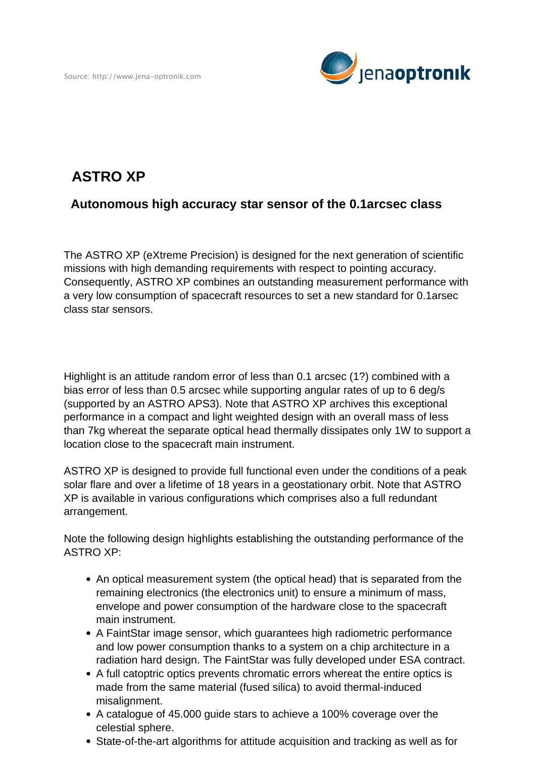Source: http://www.jena-optronik.com

# ASTRO XP

## Autonomous high accuracy star sensor of the 0.1arcsec class

The ASTRO XP (eXtreme Precision) is designed for the next generation of scientific missions with high demanding requirements with respect to pointing accuracy. Consequently, ASTRO XP combines an outstanding measurement performance with a very low consumption of spacecraft resources to set a new standard for 0.1arsec class star sensors.

Highlight is an attitude random error of less than 0.1 arcsec (1?) combined with a bias error of less than 0.5 arcsec while supporting angular rates of up to 6 deg/s (supported by an ASTRO APS3). Note that ASTRO XP archives this exceptional performance in a compact and light weighted design with an overall mass of less than 7kg whereat the separate optical head thermally dissipates only 1W to support a location close to the spacecraft main instrument.

ASTRO XP is designed to provide full functional even under the conditions of a peak solar flare and over a lifetime of 18 years in a geostationary orbit. Note that ASTRO XP is available in various configurations which comprises also a full redundant arrangement.

Note the following design highlights establishing the outstanding performance of the ASTRO XP:

- An optical measurement system (the optical head) that is separated from the remaining electronics (the electronics unit) to ensure a minimum of mass, envelope and power consumption of the hardware close to the spacecraft main instrument.
- A FaintStar image sensor, which guarantees high radiometric performance and low power consumption thanks to a system on a chip architecture in a radiation hard design. The FaintStar was fully developed under ESA contract.
- A full catoptric optics prevents chromatic errors whereat the entire optics is made from the same material (fused silica) to avoid thermal-induced misalignment.
- A catalogue of 45.000 guide stars to achieve a 100% coverage over the celestial sphere.
- State-of-the-art algorithms for attitude acquisition and tracking as well as for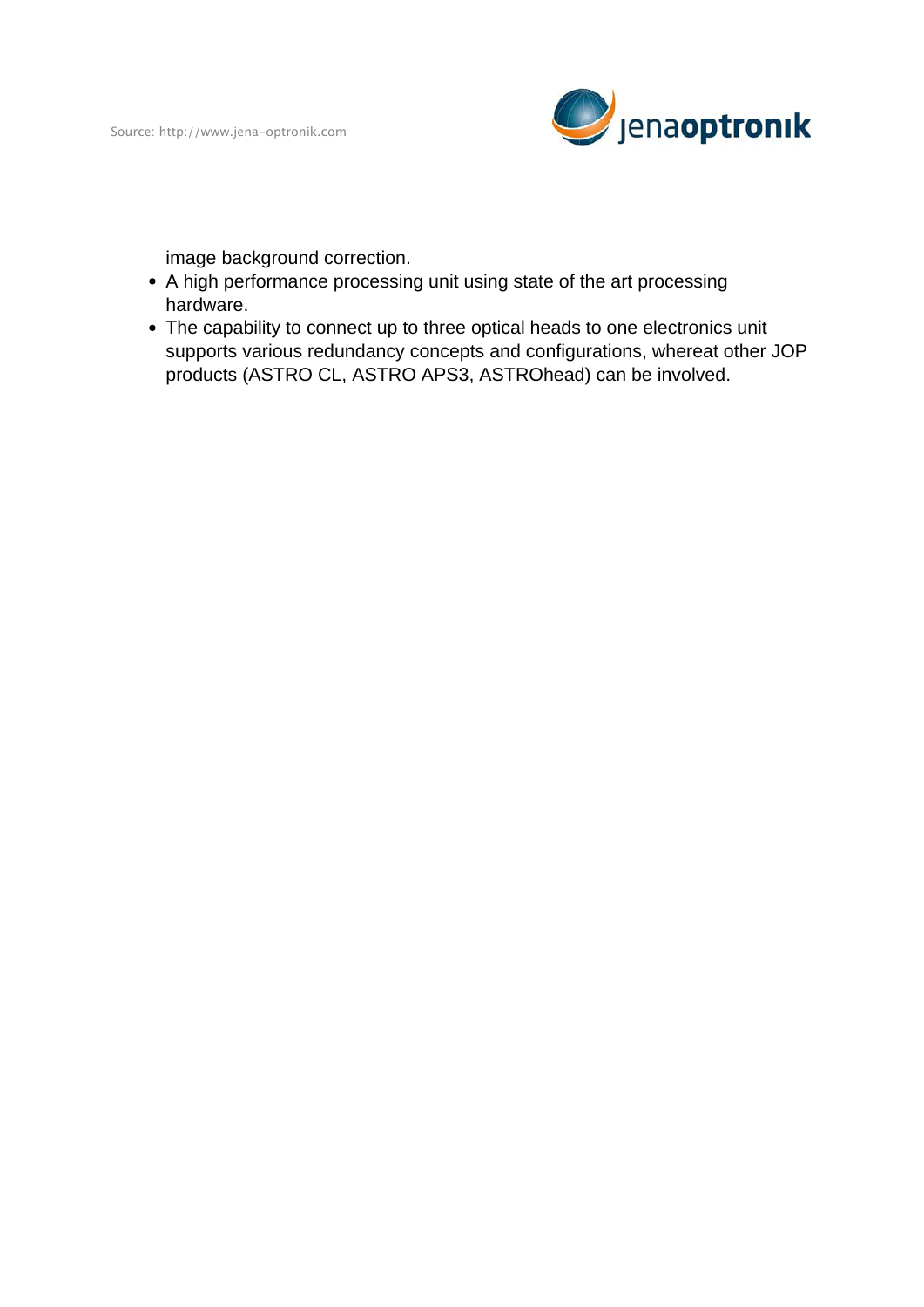image background correction.

- A high performance processing unit using state of the art processing hardware.
- The capability to connect up to three optical heads to one electronics unit supports various redundancy concepts and configurations, whereat other JOP products (ASTRO CL, ASTRO APS3, ASTROhead) can be involved.